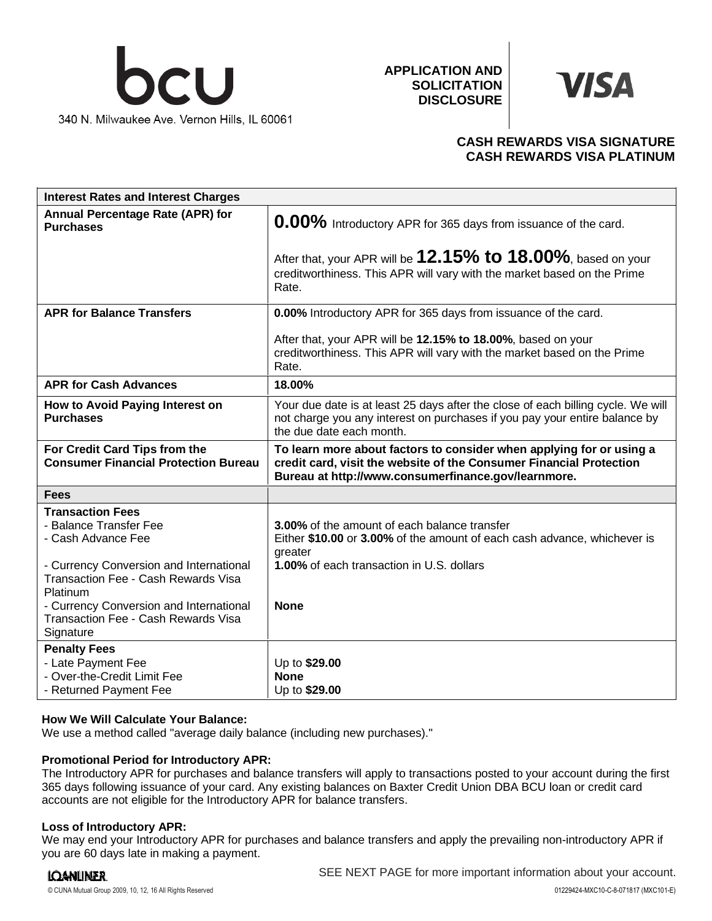bcu

340 N. Milwaukee Ave. Vernon Hills, IL 60061

**APPLICATION AND SOLICITATION DISCLOSURE**

VISA

**CASH REWARDS VISA SIGNATURE**
**CASH REWARDS VISA PLATINUM**

| **Interest Rates and Interest Charges** | |
|---|---|
| **Annual Percentage Rate (APR) for Purchases** | **0.00%** Introductory APR for 365 days from issuance of the card.<br><br>After that, your APR will be **12.15% to 18.00%**, based on your creditworthiness. This APR will vary with the market based on the Prime Rate. |
| **APR for Balance Transfers** | **0.00%** Introductory APR for 365 days from issuance of the card.<br><br>After that, your APR will be **12.15% to 18.00%**, based on your creditworthiness. This APR will vary with the market based on the Prime Rate. |
| **APR for Cash Advances** | **18.00%** |
| **How to Avoid Paying Interest on Purchases** | Your due date is at least 25 days after the close of each billing cycle. We will not charge you any interest on purchases if you pay your entire balance by the due date each month. |
| **For Credit Card Tips from the Consumer Financial Protection Bureau** | **To learn more about factors to consider when applying for or using a credit card, visit the website of the Consumer Financial Protection Bureau at http://www.consumerfinance.gov/learnmore.** |
| **Fees** | |
| **Transaction Fees**<br>- Balance Transfer Fee<br>- Cash Advance Fee<br><br>- Currency Conversion and International Transaction Fee - Cash Rewards Visa Platinum<br>- Currency Conversion and International Transaction Fee - Cash Rewards Visa Signature | <br>**3.00%** of the amount of each balance transfer<br>Either **$10.00** or **3.00%** of the amount of each cash advance, whichever is greater<br>**1.00%** of each transaction in U.S. dollars<br><br><br>**None** |
| **Penalty Fees**<br>- Late Payment Fee<br>- Over-the-Credit Limit Fee<br>- Returned Payment Fee | <br>Up to **$29.00**<br>**None**<br>Up to **$29.00** |

**How We Will Calculate Your Balance:**
We use a method called "average daily balance (including new purchases)."

**Promotional Period for Introductory APR:**
The Introductory APR for purchases and balance transfers will apply to transactions posted to your account during the first 365 days following issuance of your card. Any existing balances on Baxter Credit Union DBA BCU loan or credit card accounts are not eligible for the Introductory APR for balance transfers.

**Loss of Introductory APR:**
We may end your Introductory APR for purchases and balance transfers and apply the prevailing non-introductory APR if you are 60 days late in making a payment.

SEE NEXT PAGE for more important information about your account.

© CUNA Mutual Group 2009, 10, 12, 16 All Rights Reserved

01229424-MXC10-C-8-071817 (MXC101-E)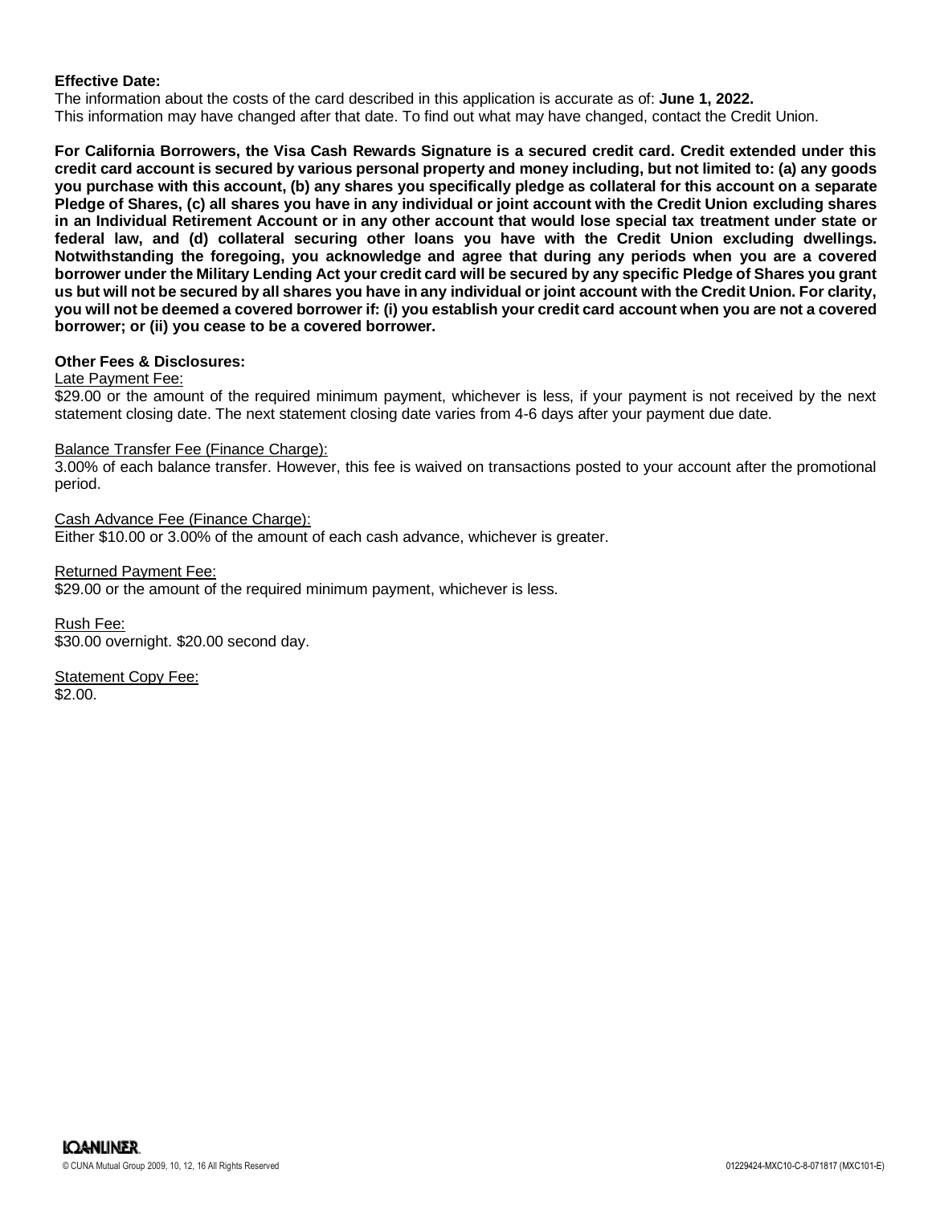**Effective Date:**
The information about the costs of the card described in this application is accurate as of: **June 1, 2022.**
This information may have changed after that date. To find out what may have changed, contact the Credit Union.

**For California Borrowers, the Visa Cash Rewards Signature is a secured credit card. Credit extended under this credit card account is secured by various personal property and money including, but not limited to: (a) any goods you purchase with this account, (b) any shares you specifically pledge as collateral for this account on a separate Pledge of Shares, (c) all shares you have in any individual or joint account with the Credit Union excluding shares in an Individual Retirement Account or in any other account that would lose special tax treatment under state or federal law, and (d) collateral securing other loans you have with the Credit Union excluding dwellings. Notwithstanding the foregoing, you acknowledge and agree that during any periods when you are a covered borrower under the Military Lending Act your credit card will be secured by any specific Pledge of Shares you grant us but will not be secured by all shares you have in any individual or joint account with the Credit Union. For clarity, you will not be deemed a covered borrower if: (i) you establish your credit card account when you are not a covered borrower; or (ii) you cease to be a covered borrower.**

**Other Fees & Disclosures:**

Late Payment Fee:
$29.00 or the amount of the required minimum payment, whichever is less, if your payment is not received by the next statement closing date. The next statement closing date varies from 4-6 days after your payment due date.

Balance Transfer Fee (Finance Charge):
3.00% of each balance transfer. However, this fee is waived on transactions posted to your account after the promotional period.

Cash Advance Fee (Finance Charge):
Either $10.00 or 3.00% of the amount of each cash advance, whichever is greater.

Returned Payment Fee:
$29.00 or the amount of the required minimum payment, whichever is less.

Rush Fee:
$30.00 overnight. $20.00 second day.

Statement Copy Fee:
$2.00.

LOANLINER.
© CUNA Mutual Group 2009, 10, 12, 16 All Rights Reserved

01229424-MXC10-C-8-071817 (MXC101-E)